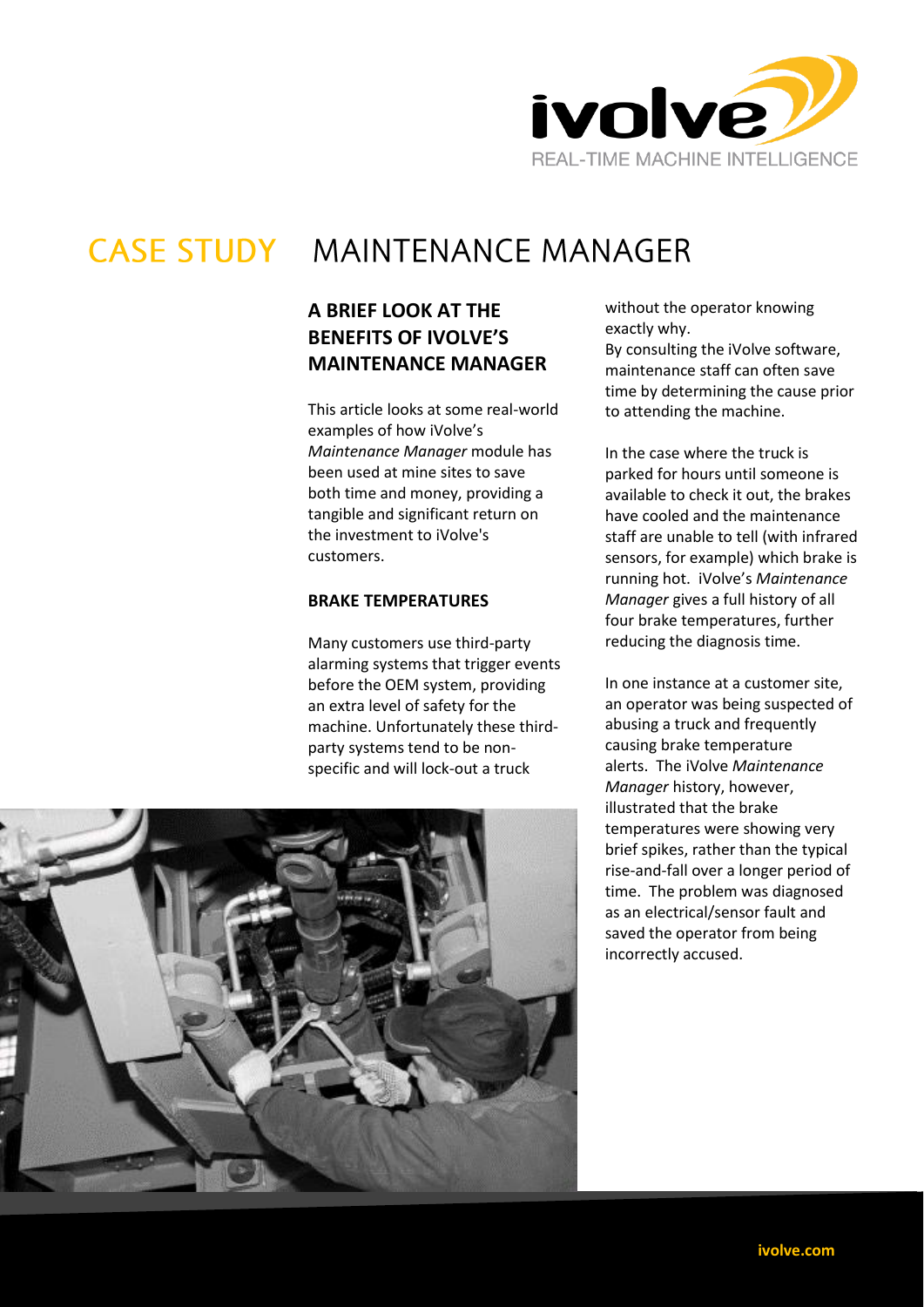# CASE STUDY MAINTENANCE MANAGER

## A BRIEF LOOK AT THE BENEFITS OF IVOLVE'S MAINTENANCE MANAGER

This article looks at some real-world examples of how iVolve's *Maintenance Manager* module has been used at mine sites to save both time and money, providing a tangible and significant return on the investment to iVolve's customers.

### BRAKE TEMPERATURES

Many customers use third-party alarming systems that trigger events before the OEM system, providing an extra level of safety for the machine. Unfortunately these third-party systems tend to be non-specific and will lock-out a truck without the operator knowing exactly why.

By consulting the iVolve software, maintenance staff can often save time by determining the cause prior to attending the machine.

In the case where the truck is parked for hours until someone is available to check it out, the brakes have cooled and the maintenance staff are unable to tell (with infrared sensors, for example) which brake is running hot. iVolve's *Maintenance Manager* gives a full history of all four brake temperatures, further reducing the diagnosis time.

In one instance at a customer site, an operator was being suspected of abusing a truck and frequently causing brake temperature alerts. The iVolve *Maintenance Manager* history, however, illustrated that the brake temperatures were showing very brief spikes, rather than the typical rise-and-fall over a longer period of time. The problem was diagnosed as an electrical/sensor fault and saved the operator from being incorrectly accused.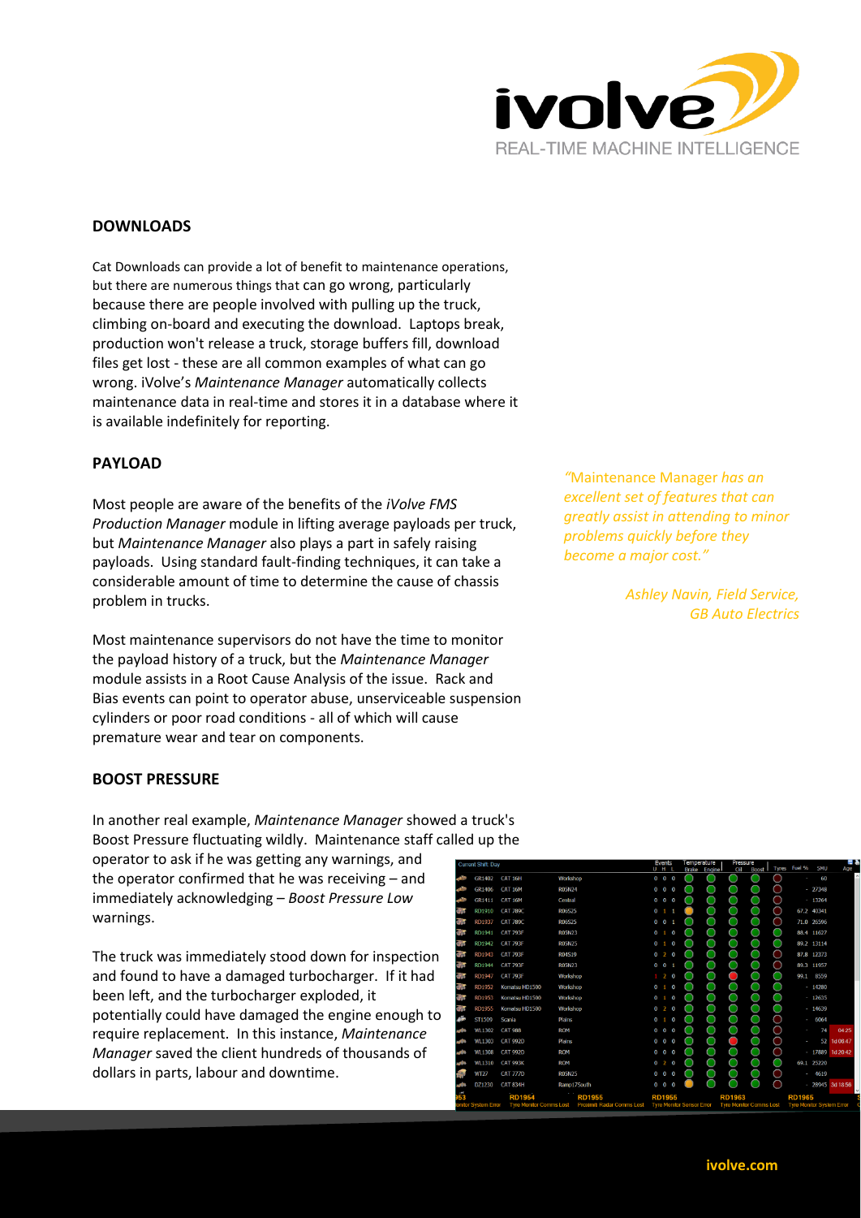## DOWNLOADS

Cat Downloads can provide a lot of benefit to maintenance operations, but there are numerous things that can go wrong, particularly because there are people involved with pulling up the truck, climbing on-board and executing the download. Laptops break, production won't release a truck, storage buffers fill, download files get lost - these are all common examples of what can go wrong. iVolve's *Maintenance Manager* automatically collects maintenance data in real-time and stores it in a database where it is available indefinitely for reporting.

## PAYLOAD

Most people are aware of the benefits of the *iVolve FMS Production Manager* module in lifting average payloads per truck, but *Maintenance Manager* also plays a part in safely raising payloads. Using standard fault-finding techniques, it can take a considerable amount of time to determine the cause of chassis problem in trucks.

Most maintenance supervisors do not have the time to monitor the payload history of a truck, but the *Maintenance Manager* module assists in a Root Cause Analysis of the issue. Rack and Bias events can point to operator abuse, unserviceable suspension cylinders or poor road conditions - all of which will cause premature wear and tear on components.

> *"*Maintenance Manager *has an excellent set of features that can greatly assist in attending to minor problems quickly before they become a major cost."*
>
> *Ashley Navin, Field Service, GB Auto Electrics*

## BOOST PRESSURE

In another real example, *Maintenance Manager* showed a truck's Boost Pressure fluctuating wildly. Maintenance staff called up the operator to ask if he was getting any warnings, and the operator confirmed that he was receiving – and immediately acknowledging – *Boost Pressure Low* warnings.

The truck was immediately stood down for inspection and found to have a damaged turbocharger. If it had been left, and the turbocharger exploded, it potentially could have damaged the engine enough to require replacement. In this instance, *Maintenance Manager* saved the client hundreds of thousands of dollars in parts, labour and downtime.